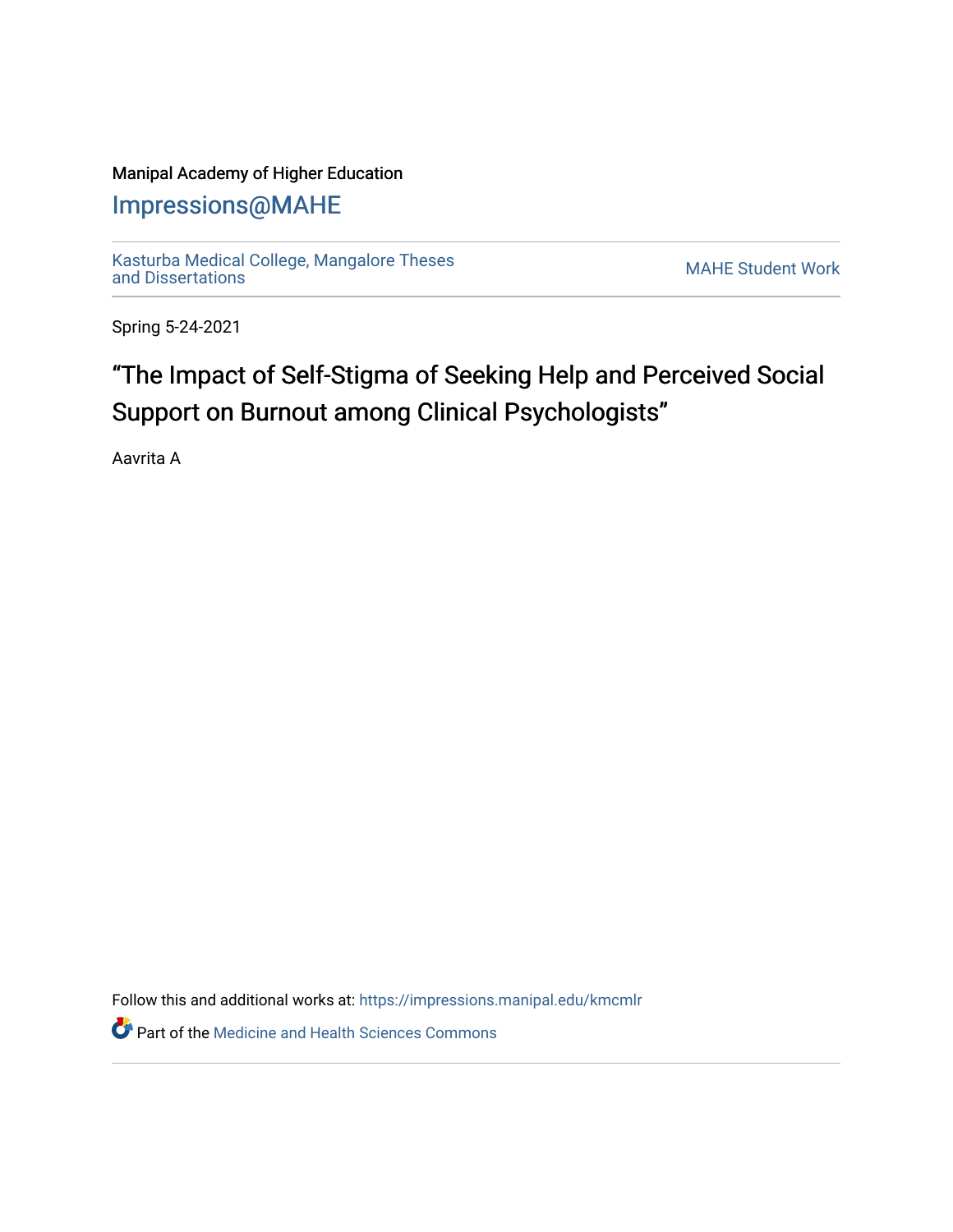Manipal Academy of Higher Education

# Impressions@MAHE

Kasturba Medical College, Mangalore Theses and Dissertations

MAHE Student Work

Spring 5-24-2021

## “The Impact of Self-Stigma of Seeking Help and Perceived Social Support on Burnout among Clinical Psychologists”

Aavrita A

Follow this and additional works at: https://impressions.manipal.edu/kmcmlr

Part of the Medicine and Health Sciences Commons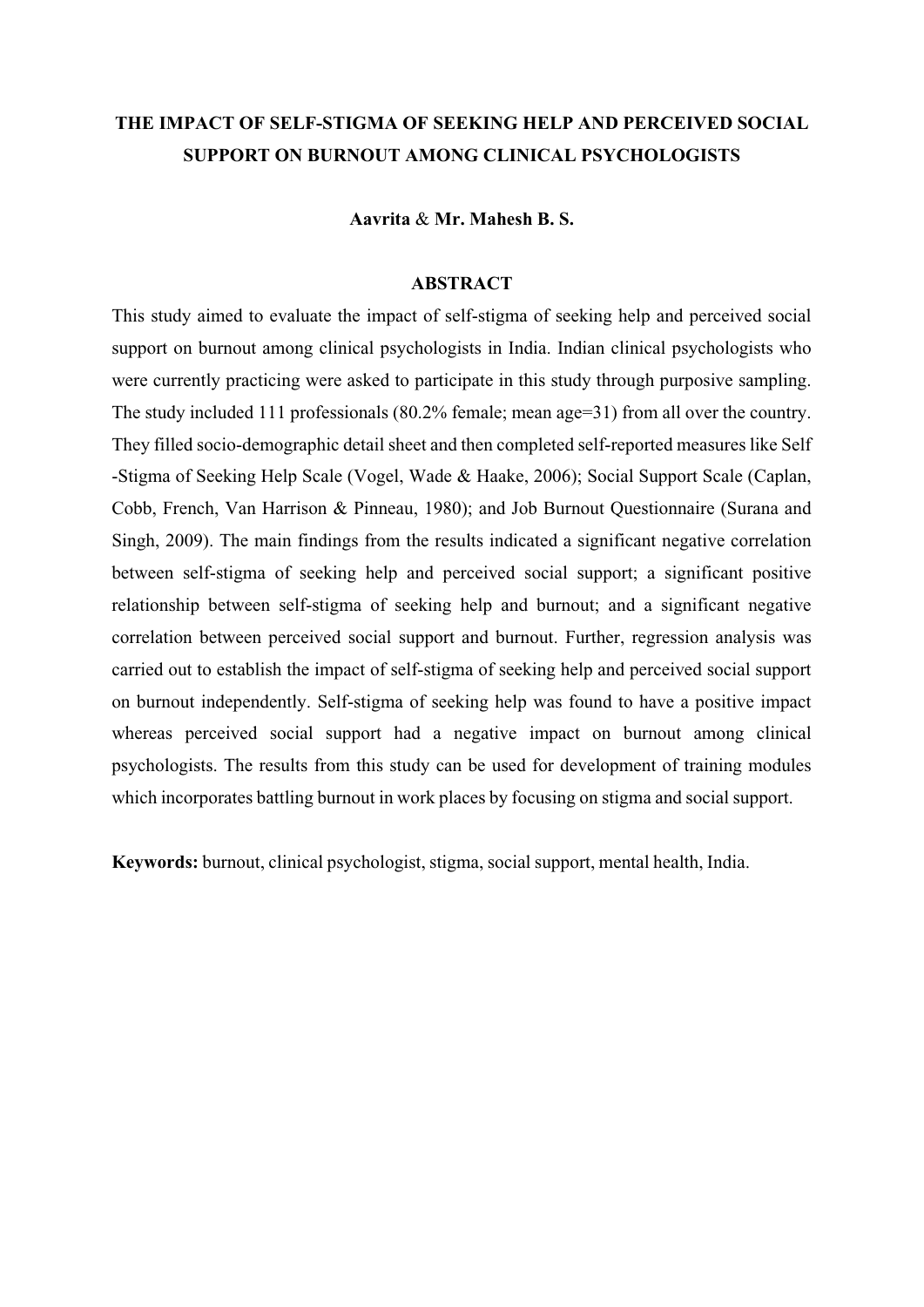# THE IMPACT OF SELF-STIGMA OF SEEKING HELP AND PERCEIVED SOCIAL SUPPORT ON BURNOUT AMONG CLINICAL PSYCHOLOGISTS

**Aavrita** & **Mr. Mahesh B. S.**

## ABSTRACT

This study aimed to evaluate the impact of self-stigma of seeking help and perceived social support on burnout among clinical psychologists in India. Indian clinical psychologists who were currently practicing were asked to participate in this study through purposive sampling. The study included 111 professionals (80.2% female; mean age=31) from all over the country. They filled socio-demographic detail sheet and then completed self-reported measures like Self -Stigma of Seeking Help Scale (Vogel, Wade & Haake, 2006); Social Support Scale (Caplan, Cobb, French, Van Harrison & Pinneau, 1980); and Job Burnout Questionnaire (Surana and Singh, 2009). The main findings from the results indicated a significant negative correlation between self-stigma of seeking help and perceived social support; a significant positive relationship between self-stigma of seeking help and burnout; and a significant negative correlation between perceived social support and burnout. Further, regression analysis was carried out to establish the impact of self-stigma of seeking help and perceived social support on burnout independently. Self-stigma of seeking help was found to have a positive impact whereas perceived social support had a negative impact on burnout among clinical psychologists. The results from this study can be used for development of training modules which incorporates battling burnout in work places by focusing on stigma and social support.

**Keywords:** burnout, clinical psychologist, stigma, social support, mental health, India.